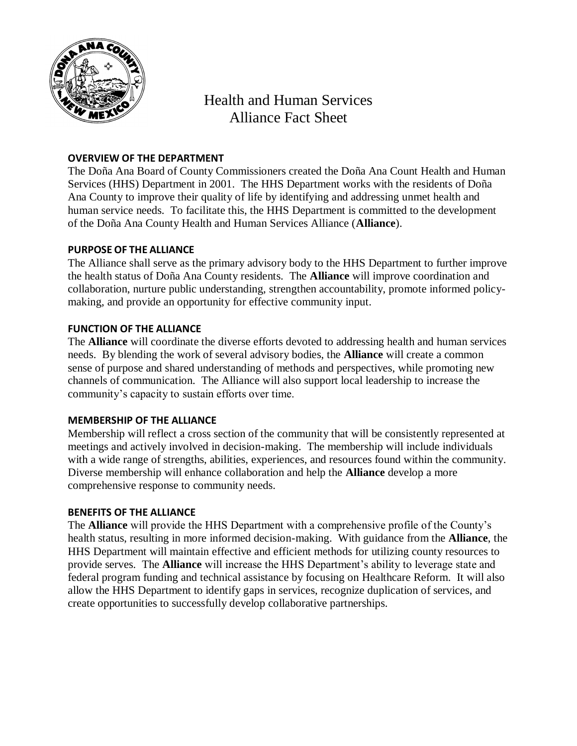# Health and Human Services Alliance Fact Sheet

## OVERVIEW OF THE DEPARTMENT

The Doña Ana Board of County Commissioners created the Doña Ana Count Health and Human Services (HHS) Department in 2001. The HHS Department works with the residents of Doña Ana County to improve their quality of life by identifying and addressing unmet health and human service needs. To facilitate this, the HHS Department is committed to the development of the Doña Ana County Health and Human Services Alliance (**Alliance**).

## PURPOSE OF THE ALLIANCE

The Alliance shall serve as the primary advisory body to the HHS Department to further improve the health status of Doña Ana County residents. The **Alliance** will improve coordination and collaboration, nurture public understanding, strengthen accountability, promote informed policy-making, and provide an opportunity for effective community input.

## FUNCTION OF THE ALLIANCE

The **Alliance** will coordinate the diverse efforts devoted to addressing health and human services needs. By blending the work of several advisory bodies, the **Alliance** will create a common sense of purpose and shared understanding of methods and perspectives, while promoting new channels of communication. The Alliance will also support local leadership to increase the community's capacity to sustain efforts over time.

## MEMBERSHIP OF THE ALLIANCE

Membership will reflect a cross section of the community that will be consistently represented at meetings and actively involved in decision-making. The membership will include individuals with a wide range of strengths, abilities, experiences, and resources found within the community. Diverse membership will enhance collaboration and help the **Alliance** develop a more comprehensive response to community needs.

## BENEFITS OF THE ALLIANCE

The **Alliance** will provide the HHS Department with a comprehensive profile of the County's health status, resulting in more informed decision-making. With guidance from the **Alliance**, the HHS Department will maintain effective and efficient methods for utilizing county resources to provide serves. The **Alliance** will increase the HHS Department's ability to leverage state and federal program funding and technical assistance by focusing on Healthcare Reform. It will also allow the HHS Department to identify gaps in services, recognize duplication of services, and create opportunities to successfully develop collaborative partnerships.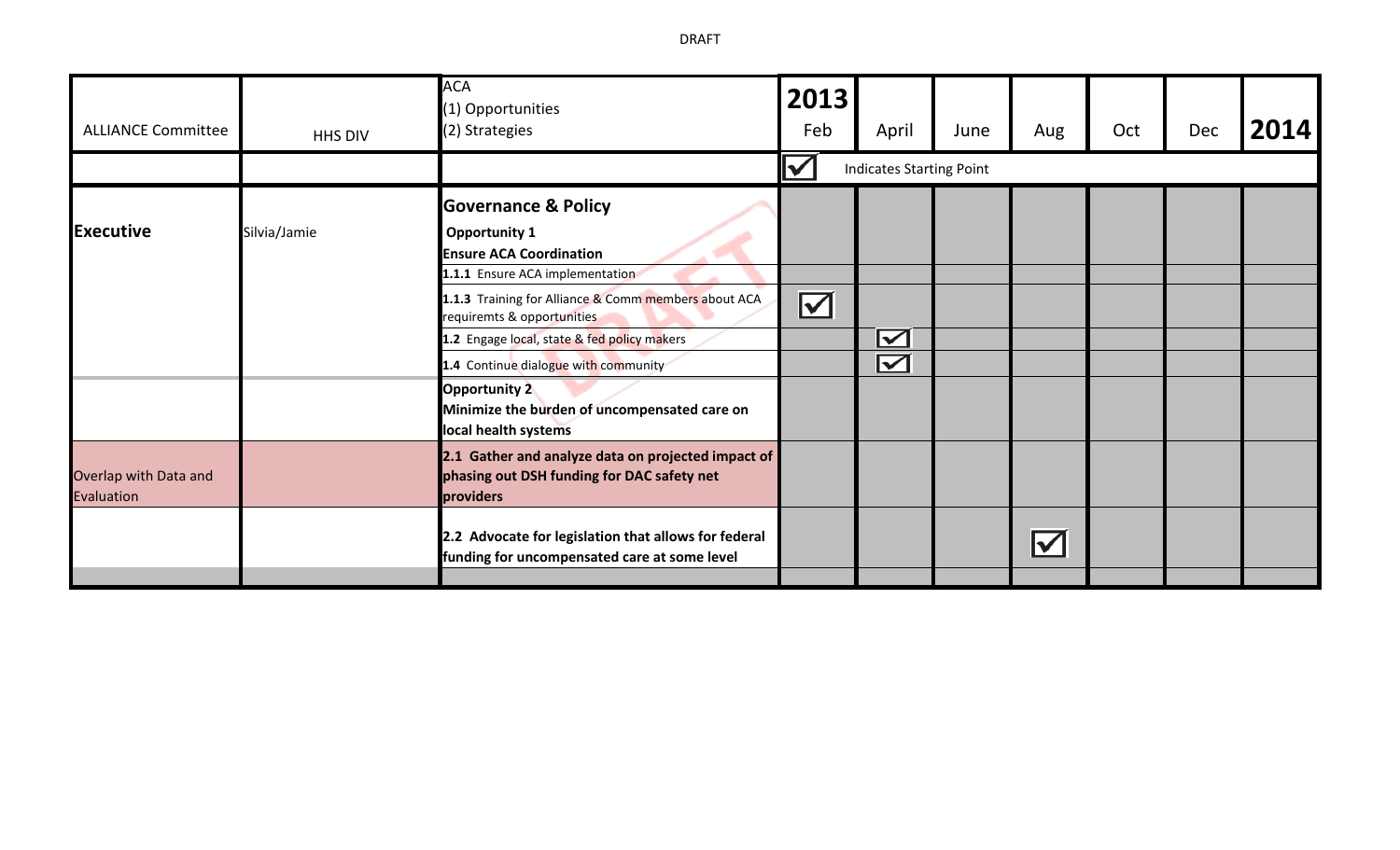DRAFT

| ALLIANCE Committee | HHS DIV | ACA<br>(1) Opportunities<br>(2) Strategies | 2013<br>Feb | April | June | Aug | Oct | Dec | 2014 |
|---|---|---|---|---|---|---|---|---|---|
| | | | ☑ | Indicates Starting Point | | | | | |
| **Executive** | Silvia/Jamie | **Governance & Policy**<br>**Opportunity 1**<br>**Ensure ACA Coordination** | | | | | | | |
| | | **1.1.1** Ensure ACA implementation | | | | | | | |
| | | **1.1.3** Training for Alliance & Comm members about ACA requiremts & opportunities | ☑ | | | | | | |
| | | **1.2** Engage local, state & fed policy makers | | ☑ | | | | | |
| | | **1.4** Continue dialogue with community | | ☑ | | | | | |
| | | **Opportunity 2**<br>**Minimize the burden of uncompensated care on local health systems** | | | | | | | |
| Overlap with Data and Evaluation | | **2.1 Gather and analyze data on projected impact of phasing out DSH funding for DAC safety net providers** | | | | | | | |
| | | **2.2 Advocate for legislation that allows for federal funding for uncompensated care at some level** | | | | ☑ | | | |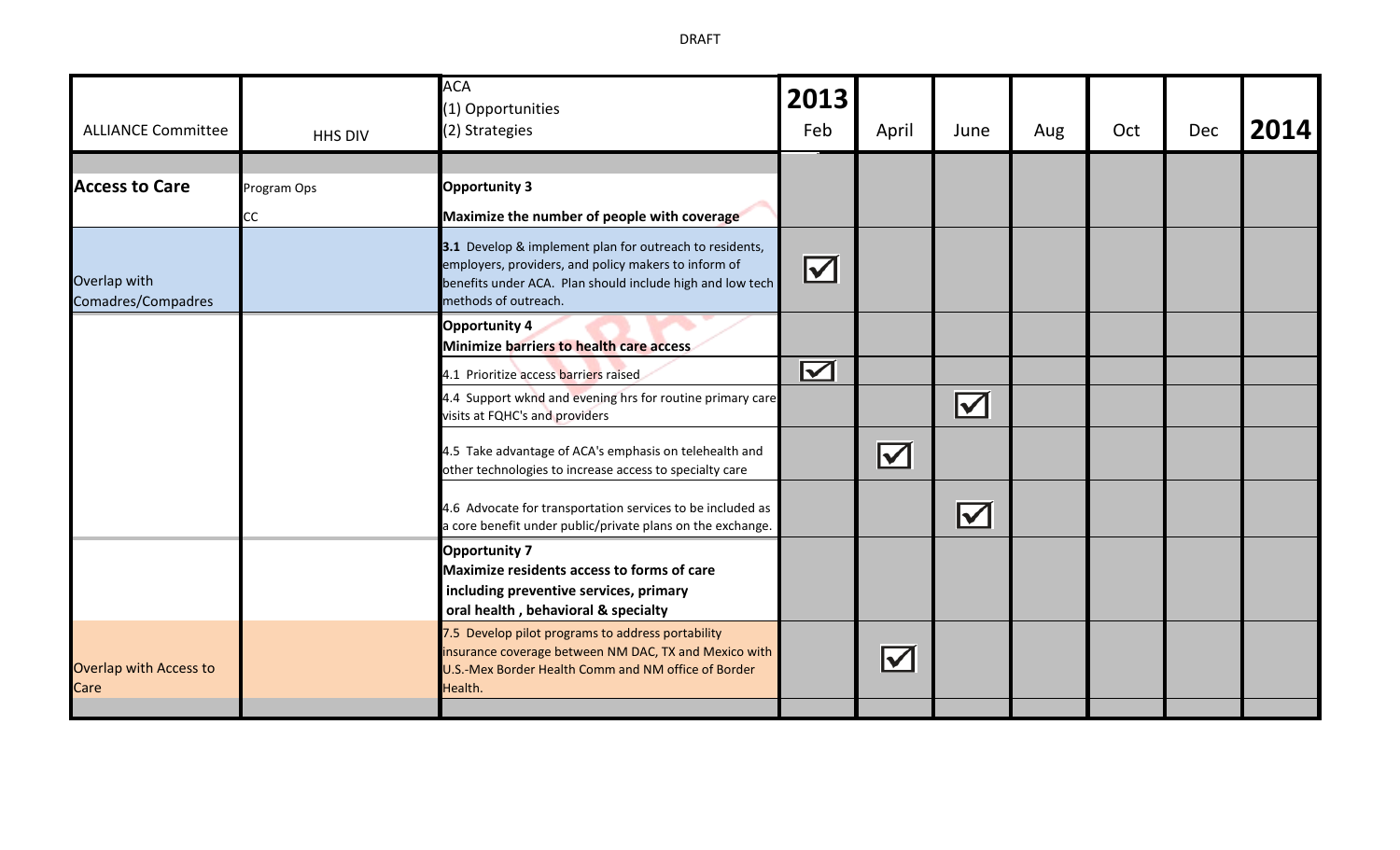DRAFT

| ALLIANCE Committee | HHS DIV | ACA (1) Opportunities (2) Strategies | 2013 Feb | April | June | Aug | Oct | Dec | 2014 |
|---|---|---|---|---|---|---|---|---|---|
| **Access to Care** | Program Ops CC | **Opportunity 3** **Maximize the number of people with coverage** | | | | | | | |
| Overlap with Comadres/Compadres | | **3.1** Develop & implement plan for outreach to residents, employers, providers, and policy makers to inform of benefits under ACA. Plan should include high and low tech methods of outreach. | ☑ | | | | | | |
| | | **Opportunity 4** **Minimize barriers to health care access** | | | | | | | |
| | | 4.1 Prioritize access barriers raised | ☑ | | | | | | |
| | | 4.4 Support wknd and evening hrs for routine primary care visits at FQHC's and providers | | | ☑ | | | | |
| | | 4.5 Take advantage of ACA's emphasis on telehealth and other technologies to increase access to specialty care | | ☑ | | | | | |
| | | 4.6 Advocate for transportation services to be included as a core benefit under public/private plans on the exchange. | | | ☑ | | | | |
| | | **Opportunity 7** **Maximize residents access to forms of care including preventive services, primary oral health , behavioral & specialty** | | | | | | | |
| Overlap with Access to Care | | 7.5 Develop pilot programs to address portability insurance coverage between NM DAC, TX and Mexico with U.S.-Mex Border Health Comm and NM office of Border Health. | | ☑ | | | | | |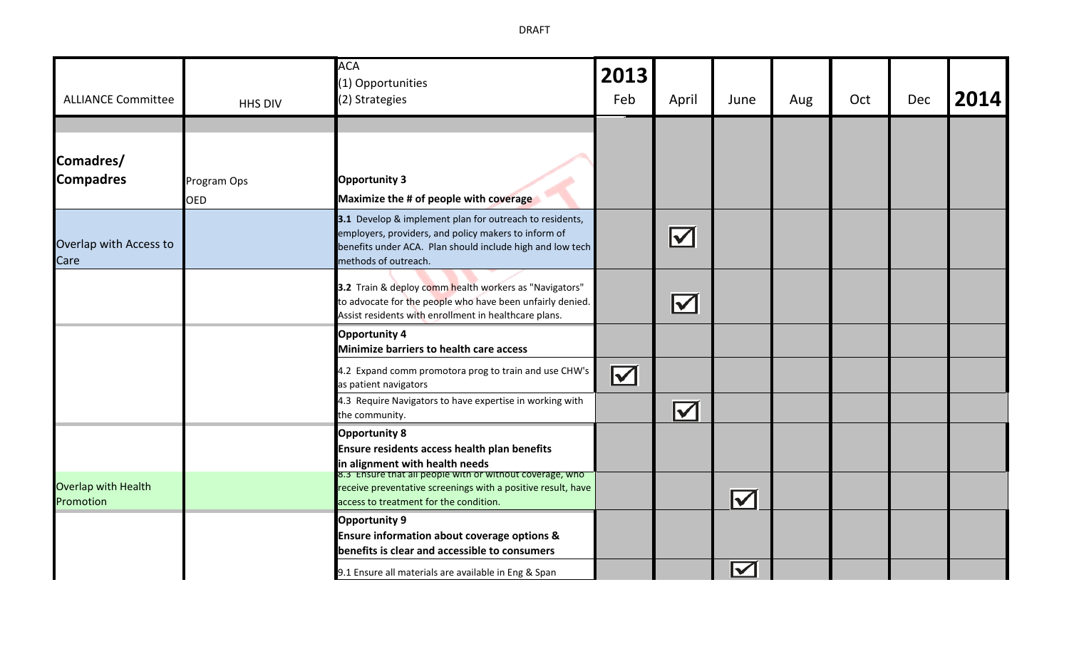DRAFT

| ALLIANCE Committee | HHS DIV | ACA (1) Opportunities (2) Strategies | 2013 Feb | April | June | Aug | Oct | Dec | 2014 |
|---|---|---|---|---|---|---|---|---|---|
| | | | | | | | | | |
| **Comadres/ Compadres** | Program Ops OED | **Opportunity 3** **Maximize the # of people with coverage** | | | | | | | |
| Overlap with Access to Care | | **3.1** Develop & implement plan for outreach to residents, employers, providers, and policy makers to inform of benefits under ACA. Plan should include high and low tech methods of outreach. | | ☑ | | | | | |
| | | **3.2** Train & deploy comm health workers as "Navigators" to advocate for the people who have been unfairly denied. Assist residents with enrollment in healthcare plans. | | ☑ | | | | | |
| | | **Opportunity 4** **Minimize barriers to health care access** | | | | | | | |
| | | 4.2 Expand comm promotora prog to train and use CHW's as patient navigators | ☑ | | | | | | |
| | | 4.3 Require Navigators to have expertise in working with the community. | | ☑ | | | | | |
| | | **Opportunity 8** **Ensure residents access health plan benefits in alignment with health needs** | | | | | | | |
| Overlap with Health Promotion | | 8.3 Ensure that all people with or without coverage, who receive preventative screenings with a positive result, have access to treatment for the condition. | | | ☑ | | | | |
| | | **Opportunity 9** **Ensure information about coverage options & benefits is clear and accessible to consumers** | | | | | | | |
| | | 9.1 Ensure all materials are available in Eng & Span | | | ☑ | | | | |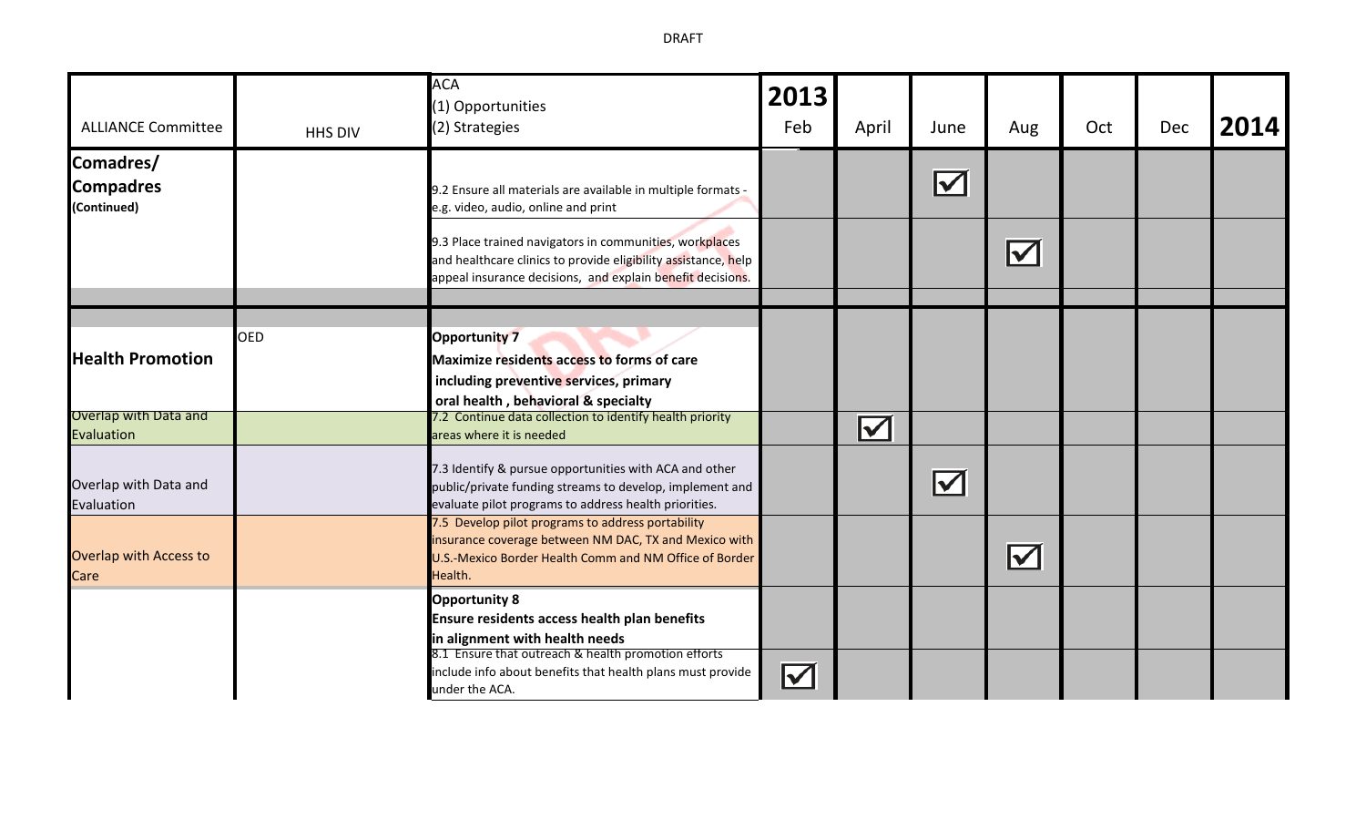DRAFT

| ALLIANCE Committee | HHS DIV | ACA<br>(1) Opportunities<br>(2) Strategies | 2013 Feb | April | June | Aug | Oct | Dec | 2014 |
|---|---|---|---|---|---|---|---|---|---|
| **Comadres/ Compadres** **(Continued)** | | 9.2 Ensure all materials are available in multiple formats - e.g. video, audio, online and print | | | ☑ | | | | |
| | | 9.3 Place trained navigators in communities, workplaces and healthcare clinics to provide eligibility assistance, help appeal insurance decisions, and explain benefit decisions. | | | | ☑ | | | |
| | | | | | | | | | |
| **Health Promotion** | OED | **Opportunity 7**<br>**Maximize residents access to forms of care including preventive services, primary oral health , behavioral & specialty** | | | | | | | |
| Overlap with Data and Evaluation | | 7.2 Continue data collection to identify health priority areas where it is needed | | ☑ | | | | | |
| Overlap with Data and Evaluation | | 7.3 Identify & pursue opportunities with ACA and other public/private funding streams to develop, implement and evaluate pilot programs to address health priorities. | | | ☑ | | | | |
| Overlap with Access to Care | | 7.5 Develop pilot programs to address portability insurance coverage between NM DAC, TX and Mexico with U.S.-Mexico Border Health Comm and NM Office of Border Health. | | | | ☑ | | | |
| | | **Opportunity 8**<br>**Ensure residents access health plan benefits in alignment with health needs** | | | | | | | |
| | | 8.1 Ensure that outreach & health promotion efforts include info about benefits that health plans must provide under the ACA. | ☑ | | | | | | |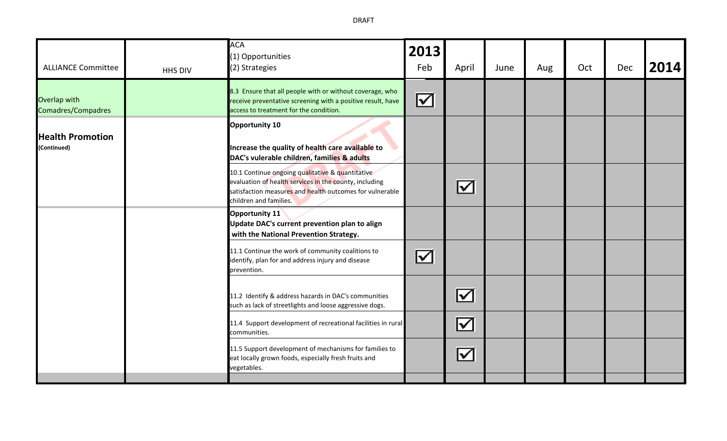DRAFT

| ALLIANCE Committee | HHS DIV | ACA (1) Opportunities (2) Strategies | 2013 Feb | April | June | Aug | Oct | Dec | 2014 |
|---|---|---|---|---|---|---|---|---|---|
| Overlap with Comadres/Compadres | | 8.3 Ensure that all people with or without coverage, who receive preventative screening with a positive result, have access to treatment for the condition. | ☑ | | | | | | |
| **Health Promotion** **(Continued)** | | **Opportunity 10** **Increase the quality of health care available to DAC's vulerable children, families & adults** | | | | | | | |
| | | 10.1 Continue ongoing qualitative & quantitative evaluation of health services in the county, including satisfaction measures and health outcomes for vulnerable children and families. | | ☑ | | | | | |
| | | **Opportunity 11** **Update DAC's current prevention plan to align with the National Prevention Strategy.** | | | | | | | |
| | | 11.1 Continue the work of community coalitions to identify, plan for and address injury and disease prevention. | ☑ | | | | | | |
| | | 11.2 Identify & address hazards in DAC's communities such as lack of streetlights and loose aggressive dogs. | | ☑ | | | | | |
| | | 11.4 Support development of recreational facilities in rural communities. | | ☑ | | | | | |
| | | 11.5 Support development of mechanisms for families to eat locally grown foods, especially fresh fruits and vegetables. | | ☑ | | | | | |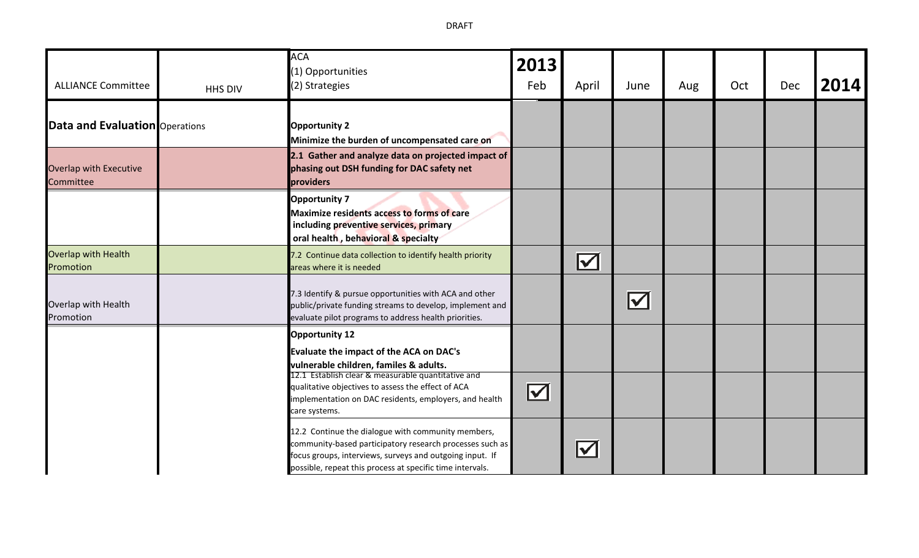DRAFT

| ALLIANCE Committee | HHS DIV | ACA (1) Opportunities (2) Strategies | 2013 Feb | April | June | Aug | Oct | Dec | 2014 |
|---|---|---|---|---|---|---|---|---|---|
| **Data and Evaluation** | Operations | **Opportunity 2** **Minimize the burden of uncompensated care on** | | | | | | | |
| Overlap with Executive Committee | | **2.1 Gather and analyze data on projected impact of phasing out DSH funding for DAC safety net providers** | | | | | | | |
| | | **Opportunity 7** **Maximize residents access to forms of care including preventive services, primary oral health , behavioral & specialty** | | | | | | | |
| Overlap with Health Promotion | | 7.2 Continue data collection to identify health priority areas where it is needed | | ☑ | | | | | |
| Overlap with Health Promotion | | 7.3 Identify & pursue opportunities with ACA and other public/private funding streams to develop, implement and evaluate pilot programs to address health priorities. | | | ☑ | | | | |
| | | **Opportunity 12** **Evaluate the impact of the ACA on DAC's vulnerable children, familes & adults.** | | | | | | | |
| | | 12.1 Establish clear & measurable quantitative and qualitative objectives to assess the effect of ACA implementation on DAC residents, employers, and health care systems. | ☑ | | | | | | |
| | | 12.2 Continue the dialogue with community members, community-based participatory research processes such as focus groups, interviews, surveys and outgoing input. If possible, repeat this process at specific time intervals. | | ☑ | | | | | |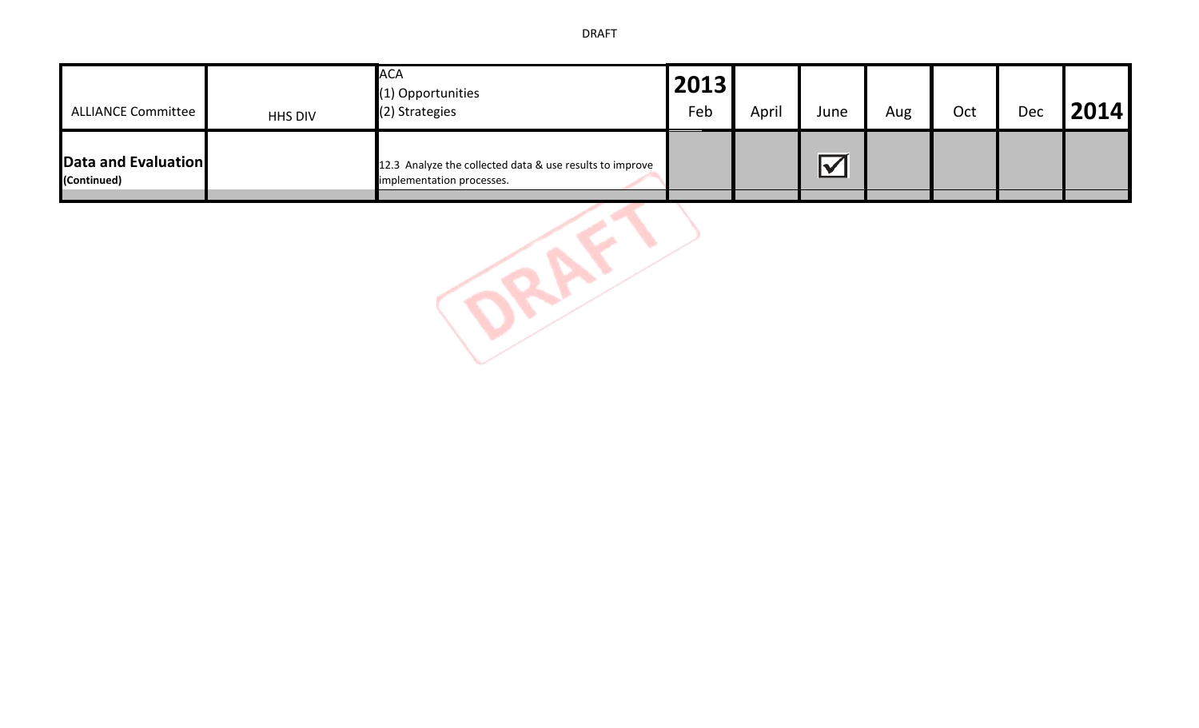| ALLIANCE Committee | HHS DIV | ACA<br>(1) Opportunities<br>(2) Strategies | 2013<br>Feb | April | June | Aug | Oct | Dec | 2014 |
|---|---|---|---|---|---|---|---|---|---|
| **Data and Evaluation**<br>**(Continued)** | | 12.3 Analyze the collected data & use results to improve implementation processes. | | | ☑ | | | | |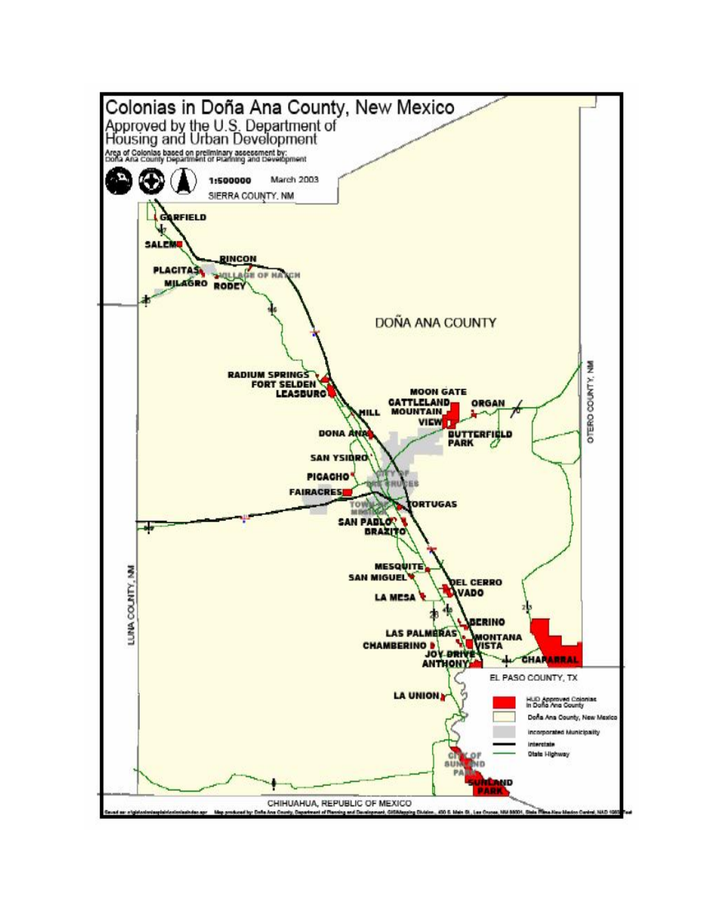# Colonias in Doña Ana County, New Mexico

Approved by the U.S. Department of Housing and Urban Development

Area of Colonias based on preliminary assessment by: Doña Ana County Department of Planning and Development

1:500000

March 2003

SIERRA COUNTY, NM

GARFIELD

SALEM

RINCON

PLACITAS

VILLAGE OF HATCH

MILAGRO

RODEY

DOÑA ANA COUNTY

RADIUM SPRINGS

FORT SELDEN

LEASBURG

MOON GATE

CATTLELAND

HILL

MOUNTAIN VIEW

ORGAN

DONA ANA

BUTTERFIELD PARK

SAN YSIDRO

PICACHO

CITY OF LAS CRUCES

FAIRACRES

TOWN OF MESILLA

TORTUGAS

SAN PABLO

BRAZITO

MESQUITE

SAN MIGUEL

DEL CERRO

VADO

LA MESA

BERINO

LAS PALMERAS

MONTANA VISTA

CHAMBERINO

JOY DRIVE

ANTHONY

CHAPARRAL

EL PASO COUNTY, TX

LA UNION

CITY OF SUNLAND PARK

SUNLAND PARK

LUNA COUNTY, NM

OTERO COUNTY, NM

CHIHUAHUA, REPUBLIC OF MEXICO

HUD Approved Colonias in Doña Ana County

Doña Ana County, New Mexico

Incorporated Municipality

Interstate

State Highway

Map produced by: Doña Ana County, Department of Planning and Development, GIS/Mapping Division., 180 W. Amador, Las Cruces, NM 88001, State Plane New Mexico Central, NAD 1983 Feet